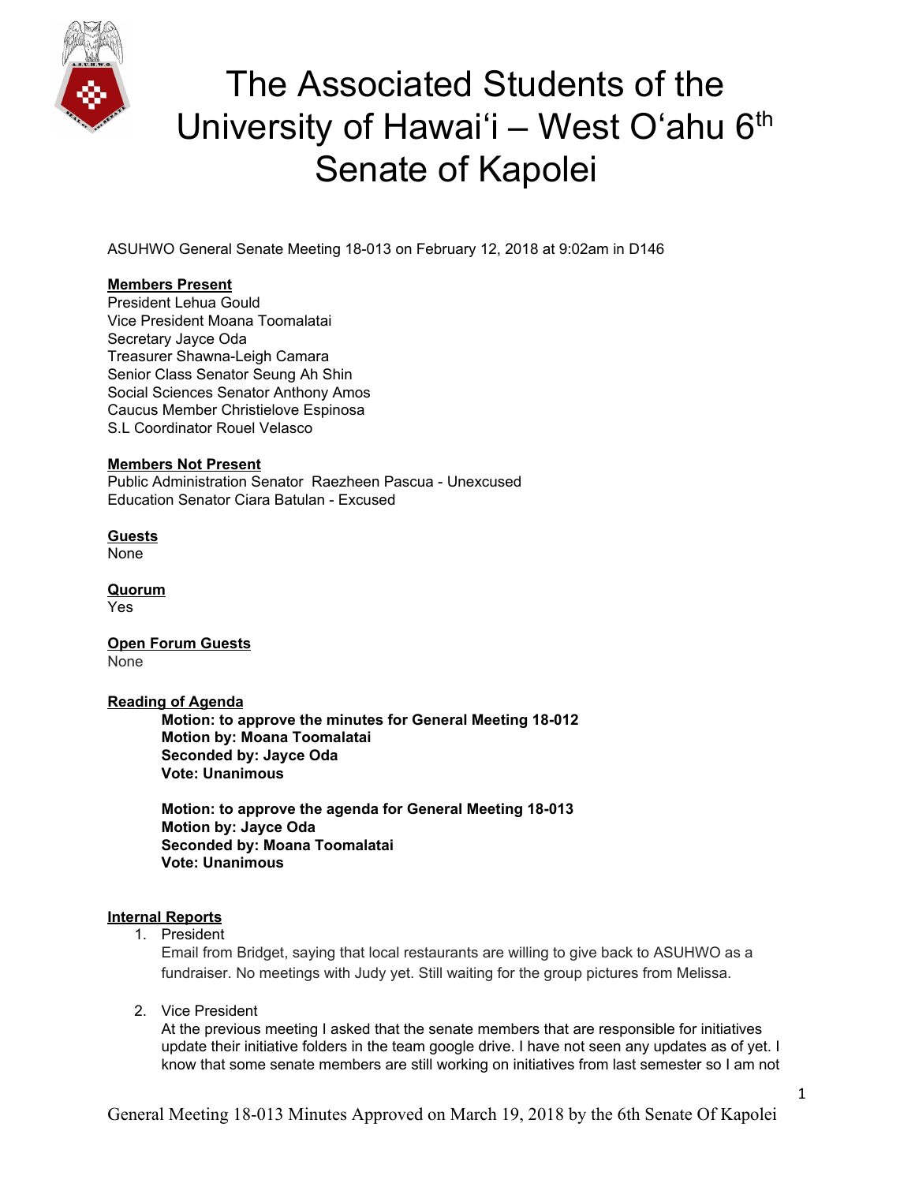# The Associated Students of the University of Hawaiʻi – West Oʻahu 6th Senate of Kapolei

ASUHWO General Senate Meeting 18-013 on February 12, 2018 at 9:02am in D146

**Members Present**
President Lehua Gould
Vice President Moana Toomalatai
Secretary Jayce Oda
Treasurer Shawna-Leigh Camara
Senior Class Senator Seung Ah Shin
Social Sciences Senator Anthony Amos
Caucus Member Christielove Espinosa
S.L Coordinator Rouel Velasco

**Members Not Present**
Public Administration Senator Raezheen Pascua - Unexcused
Education Senator Ciara Batulan - Excused

**Guests**
None

**Quorum**
Yes

**Open Forum Guests**
None

**Reading of Agenda**

> **Motion: to approve the minutes for General Meeting 18-012**
> **Motion by: Moana Toomalatai**
> **Seconded by: Jayce Oda**
> **Vote: Unanimous**
>
> **Motion: to approve the agenda for General Meeting 18-013**
> **Motion by: Jayce Oda**
> **Seconded by: Moana Toomalatai**
> **Vote: Unanimous**

**Internal Reports**

1. President
   Email from Bridget, saying that local restaurants are willing to give back to ASUHWO as a fundraiser. No meetings with Judy yet. Still waiting for the group pictures from Melissa.
2. Vice President
   At the previous meeting I asked that the senate members that are responsible for initiatives update their initiative folders in the team google drive. I have not seen any updates as of yet. I know that some senate members are still working on initiatives from last semester so I am not

General Meeting 18-013 Minutes Approved on March 19, 2018 by the 6th Senate Of Kapolei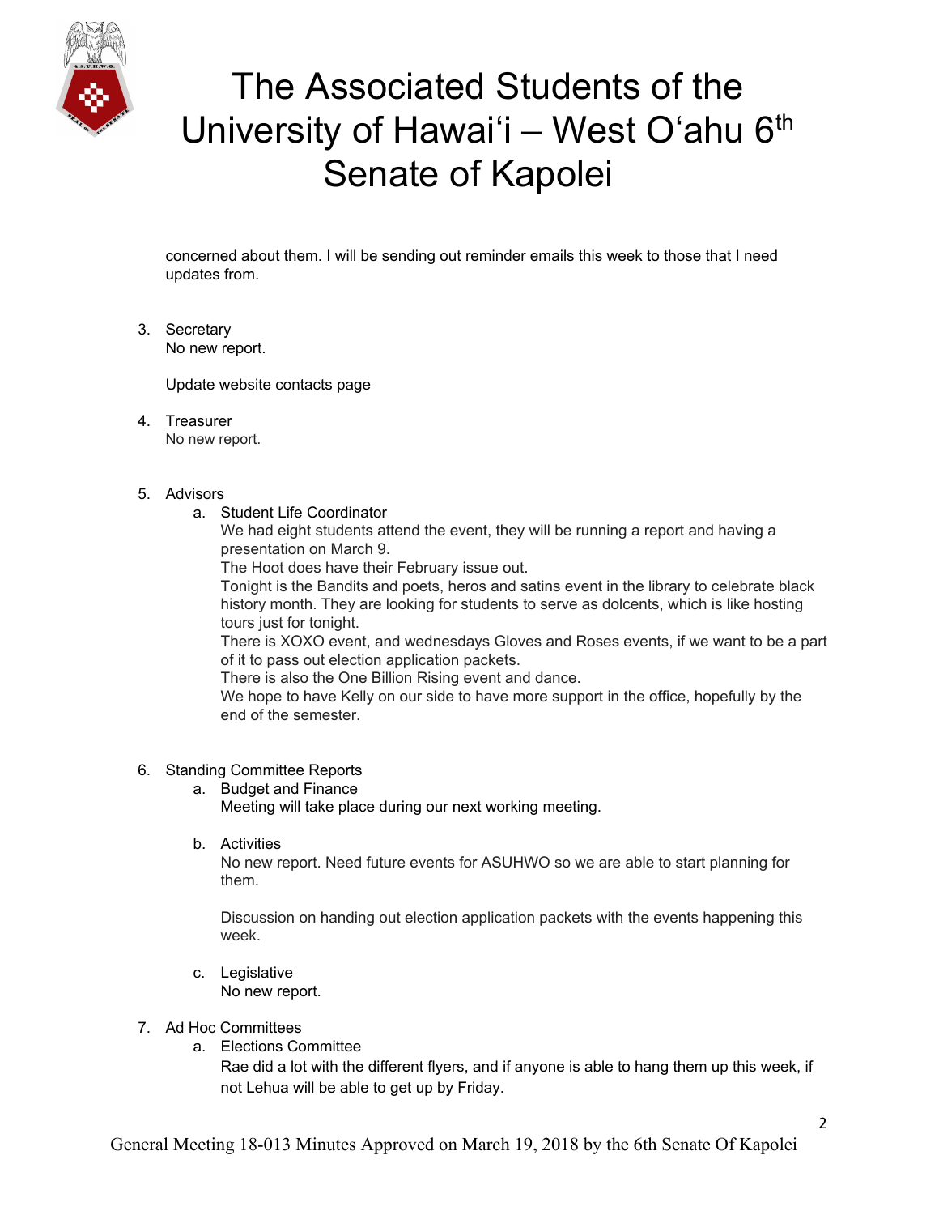concerned about them. I will be sending out reminder emails this week to those that I need updates from.

3. Secretary
   No new report.

   Update website contacts page

4. Treasurer
   No new report.

5. Advisors
   a. Student Life Coordinator
      We had eight students attend the event, they will be running a report and having a presentation on March 9.
      The Hoot does have their February issue out.
      Tonight is the Bandits and poets, heros and satins event in the library to celebrate black history month. They are looking for students to serve as dolcents, which is like hosting tours just for tonight.
      There is XOXO event, and wednesdays Gloves and Roses events, if we want to be a part of it to pass out election application packets.
      There is also the One Billion Rising event and dance.
      We hope to have Kelly on our side to have more support in the office, hopefully by the end of the semester.

6. Standing Committee Reports
   a. Budget and Finance
      Meeting will take place during our next working meeting.

   b. Activities
      No new report. Need future events for ASUHWO so we are able to start planning for them.

      Discussion on handing out election application packets with the events happening this week.

   c. Legislative
      No new report.

7. Ad Hoc Committees
   a. Elections Committee
      Rae did a lot with the different flyers, and if anyone is able to hang them up this week, if not Lehua will be able to get up by Friday.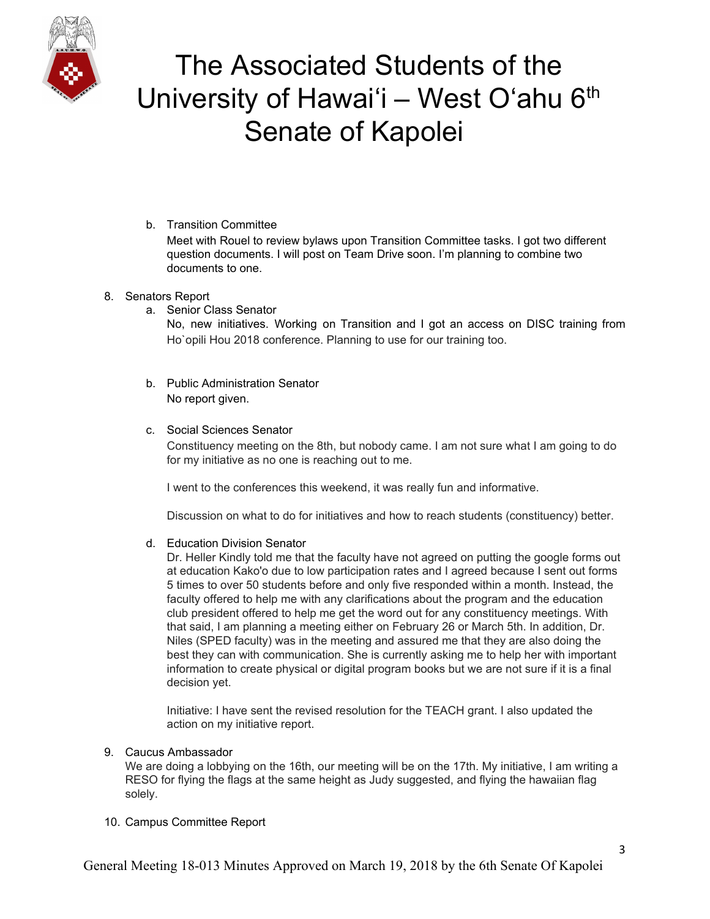b. Transition Committee

   Meet with Rouel to review bylaws upon Transition Committee tasks. I got two different question documents. I will post on Team Drive soon. I'm planning to combine two documents to one.

8. Senators Report

   a. Senior Class Senator

      No, new initiatives. Working on Transition and I got an access on DISC training from Ho`opili Hou 2018 conference. Planning to use for our training too.

   b. Public Administration Senator

      No report given.

   c. Social Sciences Senator

      Constituency meeting on the 8th, but nobody came. I am not sure what I am going to do for my initiative as no one is reaching out to me.

      I went to the conferences this weekend, it was really fun and informative.

      Discussion on what to do for initiatives and how to reach students (constituency) better.

   d. Education Division Senator

      Dr. Heller Kindly told me that the faculty have not agreed on putting the google forms out at education Kako'o due to low participation rates and I agreed because I sent out forms 5 times to over 50 students before and only five responded within a month. Instead, the faculty offered to help me with any clarifications about the program and the education club president offered to help me get the word out for any constituency meetings. With that said, I am planning a meeting either on February 26 or March 5th. In addition, Dr. Niles (SPED faculty) was in the meeting and assured me that they are also doing the best they can with communication. She is currently asking me to help her with important information to create physical or digital program books but we are not sure if it is a final decision yet.

      Initiative: I have sent the revised resolution for the TEACH grant. I also updated the action on my initiative report.

9. Caucus Ambassador

   We are doing a lobbying on the 16th, our meeting will be on the 17th. My initiative, I am writing a RESO for flying the flags at the same height as Judy suggested, and flying the hawaiian flag solely.

10. Campus Committee Report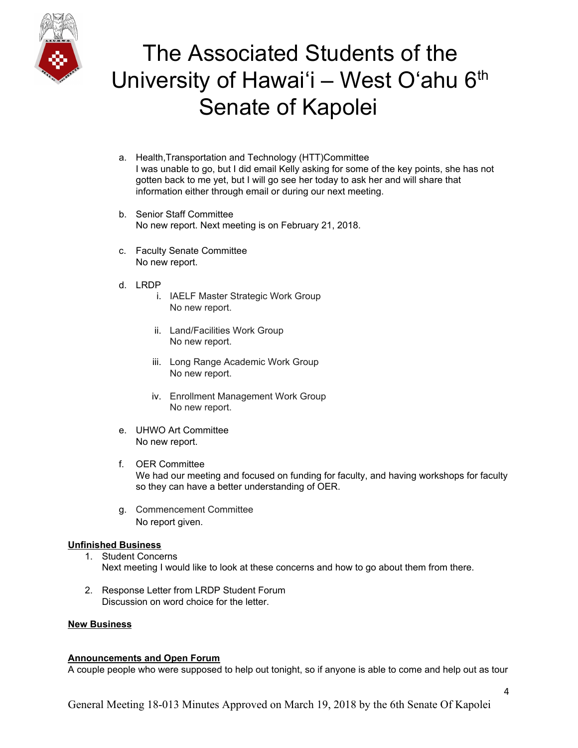a. Health,Transportation and Technology (HTT)Committee
   I was unable to go, but I did email Kelly asking for some of the key points, she has not gotten back to me yet, but I will go see her today to ask her and will share that information either through email or during our next meeting.

b. Senior Staff Committee
   No new report. Next meeting is on February 21, 2018.

c. Faculty Senate Committee
   No new report.

d. LRDP
   i. IAELF Master Strategic Work Group
      No new report.
   ii. Land/Facilities Work Group
      No new report.
   iii. Long Range Academic Work Group
      No new report.
   iv. Enrollment Management Work Group
      No new report.

e. UHWO Art Committee
   No new report.

f. OER Committee
   We had our meeting and focused on funding for faculty, and having workshops for faculty so they can have a better understanding of OER.

g. Commencement Committee
   No report given.

**Unfinished Business**

1. Student Concerns
   Next meeting I would like to look at these concerns and how to go about them from there.
2. Response Letter from LRDP Student Forum
   Discussion on word choice for the letter.

**New Business**

**Announcements and Open Forum**

A couple people who were supposed to help out tonight, so if anyone is able to come and help out as tour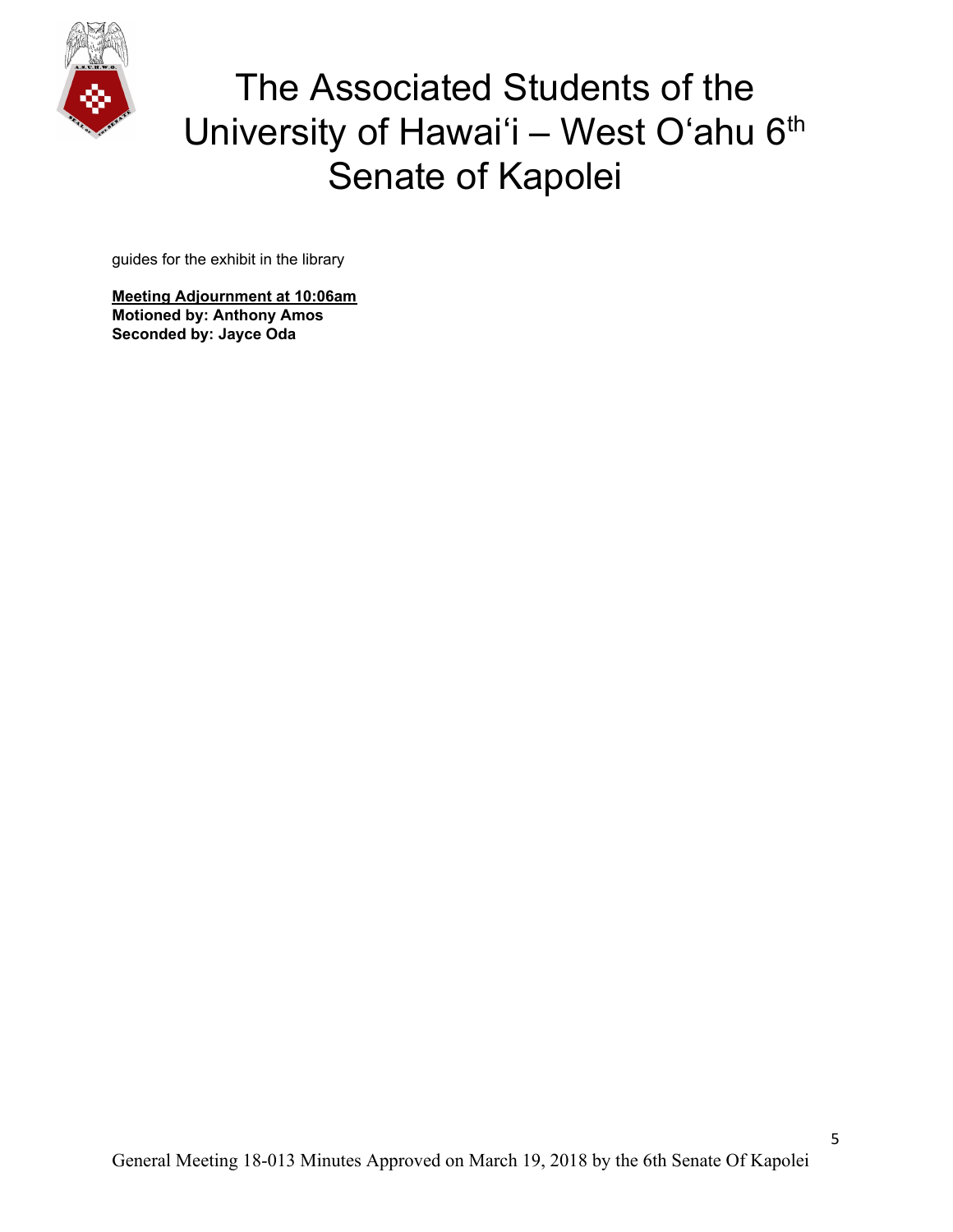guides for the exhibit in the library

**<u>Meeting Adjournment at 10:06am</u>**
**Motioned by: Anthony Amos**
**Seconded by: Jayce Oda**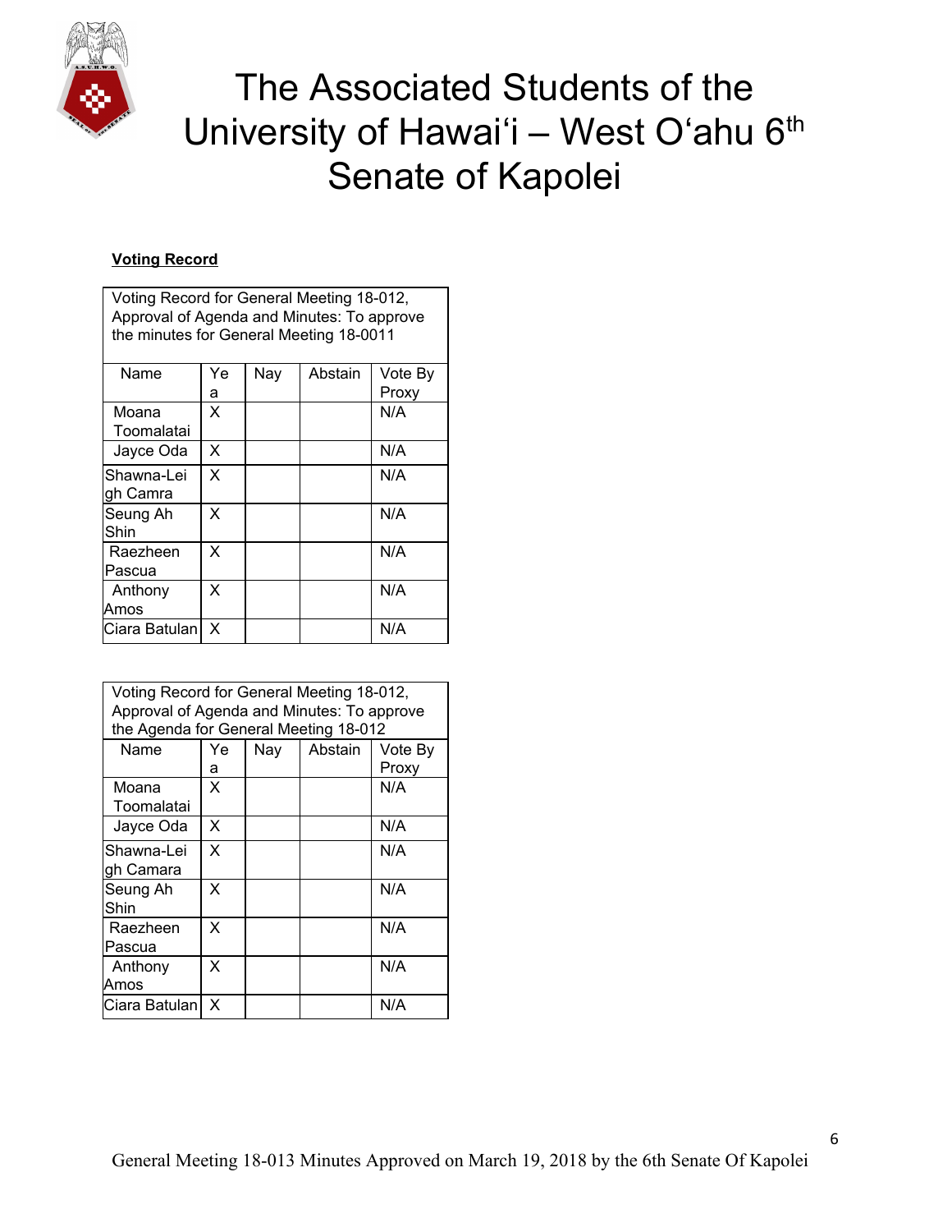# The Associated Students of the University of Hawaiʻi – West Oʻahu 6th Senate of Kapolei

**Voting Record**

| Voting Record for General Meeting 18-012, Approval of Agenda and Minutes: To approve the minutes for General Meeting 18-0011 | | | | |
|---|---|---|---|---|
| Name | Yea | Nay | Abstain | Vote By Proxy |
| Moana Toomalatai | X | | | N/A |
| Jayce Oda | X | | | N/A |
| Shawna-Leigh Camra | X | | | N/A |
| Seung Ah Shin | X | | | N/A |
| Raezheen Pascua | X | | | N/A |
| Anthony Amos | X | | | N/A |
| Ciara Batulan | X | | | N/A |

| Voting Record for General Meeting 18-012, Approval of Agenda and Minutes: To approve the Agenda for General Meeting 18-012 | | | | |
|---|---|---|---|---|
| Name | Yea | Nay | Abstain | Vote By Proxy |
| Moana Toomalatai | X | | | N/A |
| Jayce Oda | X | | | N/A |
| Shawna-Leigh Camara | X | | | N/A |
| Seung Ah Shin | X | | | N/A |
| Raezheen Pascua | X | | | N/A |
| Anthony Amos | X | | | N/A |
| Ciara Batulan | X | | | N/A |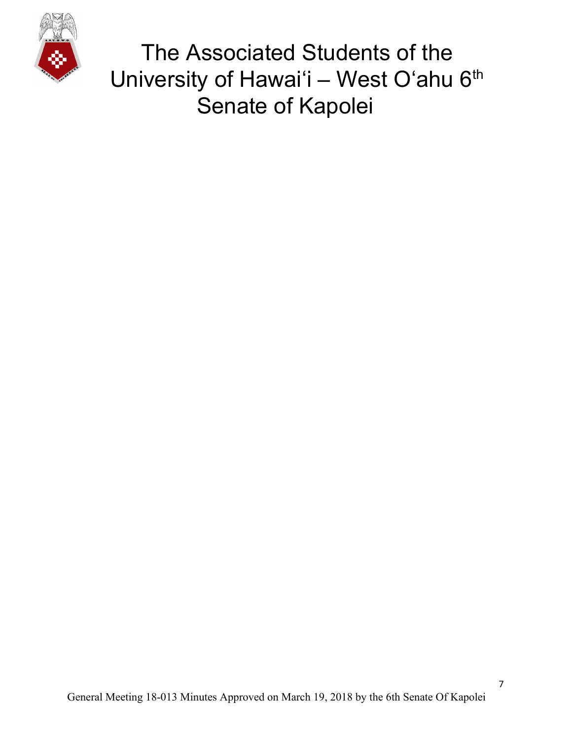# The Associated Students of the University of Hawai'i – West O'ahu 6th Senate of Kapolei